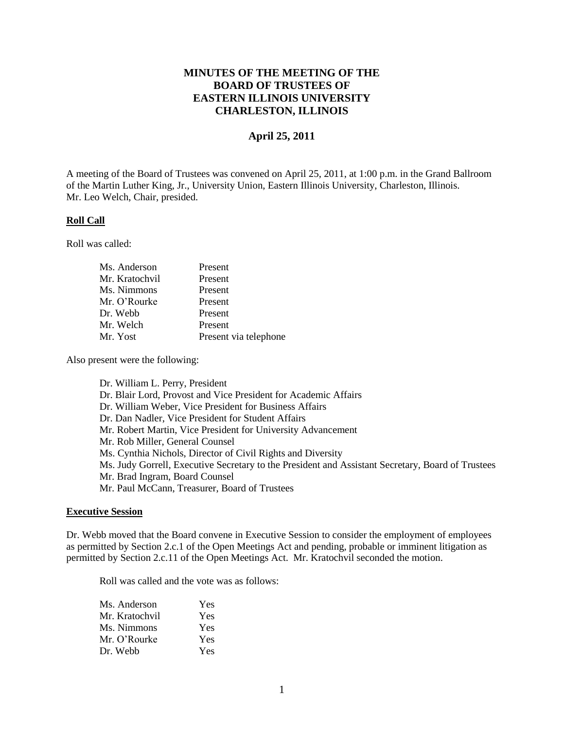# MINUTES OF THE MEETING OF THE BOARD OF TRUSTEES OF EASTERN ILLINOIS UNIVERSITY CHARLESTON, ILLINOIS

## April 25, 2011

A meeting of the Board of Trustees was convened on April 25, 2011, at 1:00 p.m. in the Grand Ballroom of the Martin Luther King, Jr., University Union, Eastern Illinois University, Charleston, Illinois. Mr. Leo Welch, Chair, presided.

### Roll Call

Roll was called:

| | |
|---|---|
| Ms. Anderson | Present |
| Mr. Kratochvil | Present |
| Ms. Nimmons | Present |
| Mr. O'Rourke | Present |
| Dr. Webb | Present |
| Mr. Welch | Present |
| Mr. Yost | Present via telephone |

Also present were the following:

Dr. William L. Perry, President
Dr. Blair Lord, Provost and Vice President for Academic Affairs
Dr. William Weber, Vice President for Business Affairs
Dr. Dan Nadler, Vice President for Student Affairs
Mr. Robert Martin, Vice President for University Advancement
Mr. Rob Miller, General Counsel
Ms. Cynthia Nichols, Director of Civil Rights and Diversity
Ms. Judy Gorrell, Executive Secretary to the President and Assistant Secretary, Board of Trustees
Mr. Brad Ingram, Board Counsel
Mr. Paul McCann, Treasurer, Board of Trustees

### Executive Session

Dr. Webb moved that the Board convene in Executive Session to consider the employment of employees as permitted by Section 2.c.1 of the Open Meetings Act and pending, probable or imminent litigation as permitted by Section 2.c.11 of the Open Meetings Act. Mr. Kratochvil seconded the motion.

Roll was called and the vote was as follows:

| | |
|---|---|
| Ms. Anderson | Yes |
| Mr. Kratochvil | Yes |
| Ms. Nimmons | Yes |
| Mr. O'Rourke | Yes |
| Dr. Webb | Yes |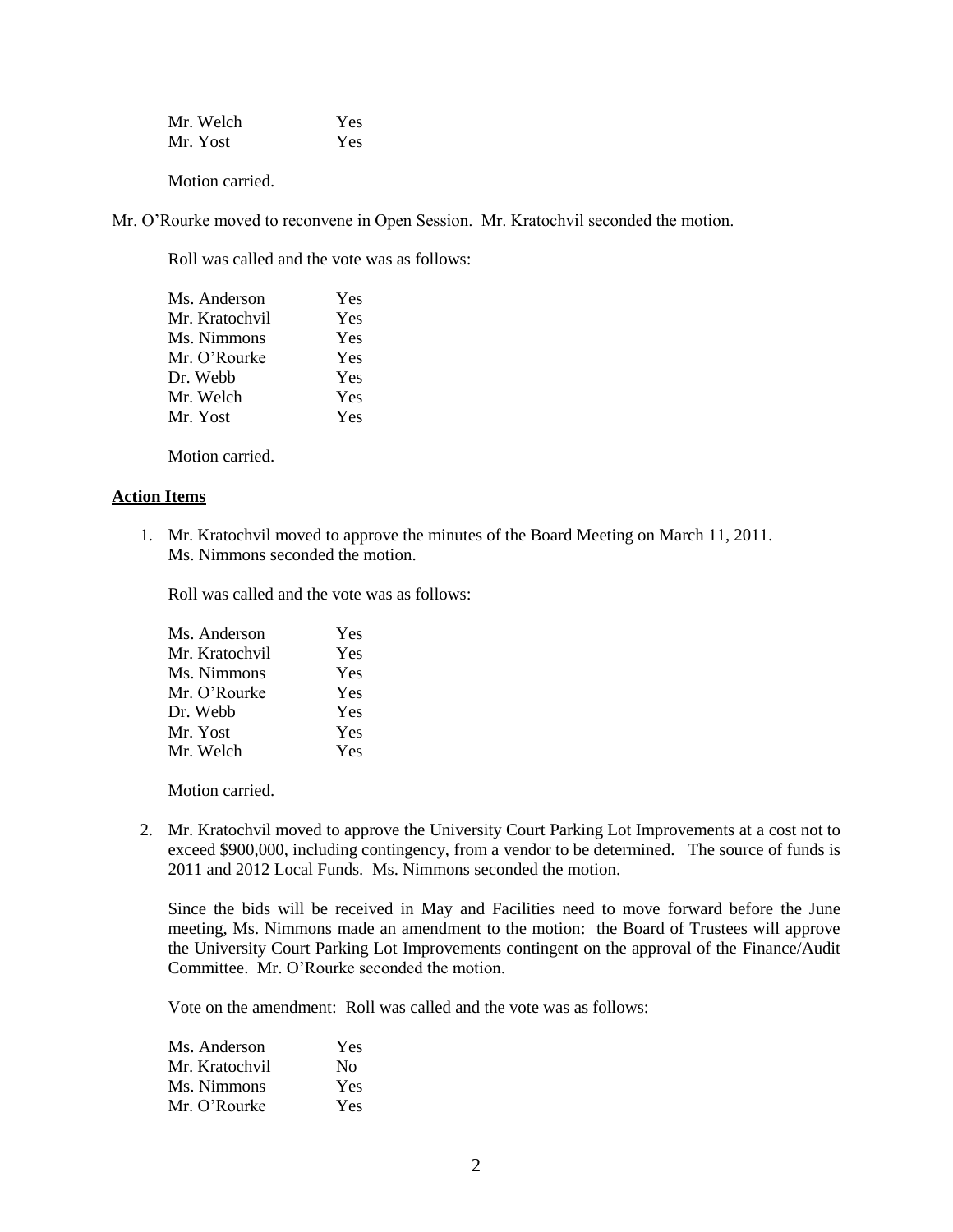| | |
|---|---|
| Mr. Welch | Yes |
| Mr. Yost | Yes |

Motion carried.

Mr. O'Rourke moved to reconvene in Open Session. Mr. Kratochvil seconded the motion.

Roll was called and the vote was as follows:

| | |
|---|---|
| Ms. Anderson | Yes |
| Mr. Kratochvil | Yes |
| Ms. Nimmons | Yes |
| Mr. O'Rourke | Yes |
| Dr. Webb | Yes |
| Mr. Welch | Yes |
| Mr. Yost | Yes |

Motion carried.

**Action Items**

1. Mr. Kratochvil moved to approve the minutes of the Board Meeting on March 11, 2011. Ms. Nimmons seconded the motion.

   Roll was called and the vote was as follows:

   | | |
   |---|---|
   | Ms. Anderson | Yes |
   | Mr. Kratochvil | Yes |
   | Ms. Nimmons | Yes |
   | Mr. O'Rourke | Yes |
   | Dr. Webb | Yes |
   | Mr. Yost | Yes |
   | Mr. Welch | Yes |

   Motion carried.

2. Mr. Kratochvil moved to approve the University Court Parking Lot Improvements at a cost not to exceed $900,000, including contingency, from a vendor to be determined. The source of funds is 2011 and 2012 Local Funds. Ms. Nimmons seconded the motion.

   Since the bids will be received in May and Facilities need to move forward before the June meeting, Ms. Nimmons made an amendment to the motion: the Board of Trustees will approve the University Court Parking Lot Improvements contingent on the approval of the Finance/Audit Committee. Mr. O'Rourke seconded the motion.

   Vote on the amendment: Roll was called and the vote was as follows:

   | | |
   |---|---|
   | Ms. Anderson | Yes |
   | Mr. Kratochvil | No |
   | Ms. Nimmons | Yes |
   | Mr. O'Rourke | Yes |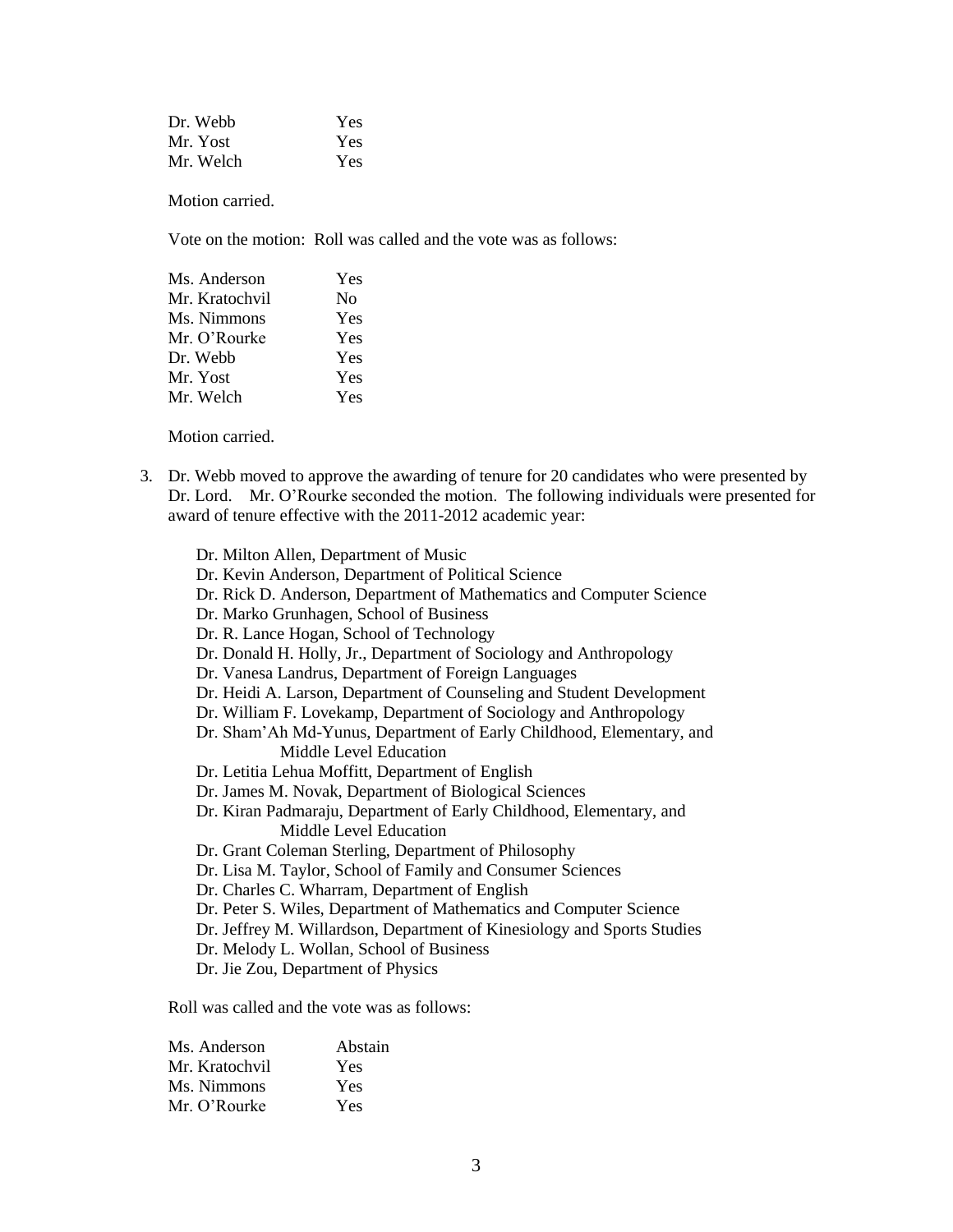| | |
|---|---|
| Dr. Webb | Yes |
| Mr. Yost | Yes |
| Mr. Welch | Yes |

Motion carried.

Vote on the motion: Roll was called and the vote was as follows:

| | |
|---|---|
| Ms. Anderson | Yes |
| Mr. Kratochvil | No |
| Ms. Nimmons | Yes |
| Mr. O'Rourke | Yes |
| Dr. Webb | Yes |
| Mr. Yost | Yes |
| Mr. Welch | Yes |

Motion carried.

3. Dr. Webb moved to approve the awarding of tenure for 20 candidates who were presented by Dr. Lord. Mr. O'Rourke seconded the motion. The following individuals were presented for award of tenure effective with the 2011-2012 academic year:

   - Dr. Milton Allen, Department of Music
   - Dr. Kevin Anderson, Department of Political Science
   - Dr. Rick D. Anderson, Department of Mathematics and Computer Science
   - Dr. Marko Grunhagen, School of Business
   - Dr. R. Lance Hogan, School of Technology
   - Dr. Donald H. Holly, Jr., Department of Sociology and Anthropology
   - Dr. Vanesa Landrus, Department of Foreign Languages
   - Dr. Heidi A. Larson, Department of Counseling and Student Development
   - Dr. William F. Lovekamp, Department of Sociology and Anthropology
   - Dr. Sham'Ah Md-Yunus, Department of Early Childhood, Elementary, and Middle Level Education
   - Dr. Letitia Lehua Moffitt, Department of English
   - Dr. James M. Novak, Department of Biological Sciences
   - Dr. Kiran Padmaraju, Department of Early Childhood, Elementary, and Middle Level Education
   - Dr. Grant Coleman Sterling, Department of Philosophy
   - Dr. Lisa M. Taylor, School of Family and Consumer Sciences
   - Dr. Charles C. Wharram, Department of English
   - Dr. Peter S. Wiles, Department of Mathematics and Computer Science
   - Dr. Jeffrey M. Willardson, Department of Kinesiology and Sports Studies
   - Dr. Melody L. Wollan, School of Business
   - Dr. Jie Zou, Department of Physics

   Roll was called and the vote was as follows:

| | |
|---|---|
| Ms. Anderson | Abstain |
| Mr. Kratochvil | Yes |
| Ms. Nimmons | Yes |
| Mr. O'Rourke | Yes |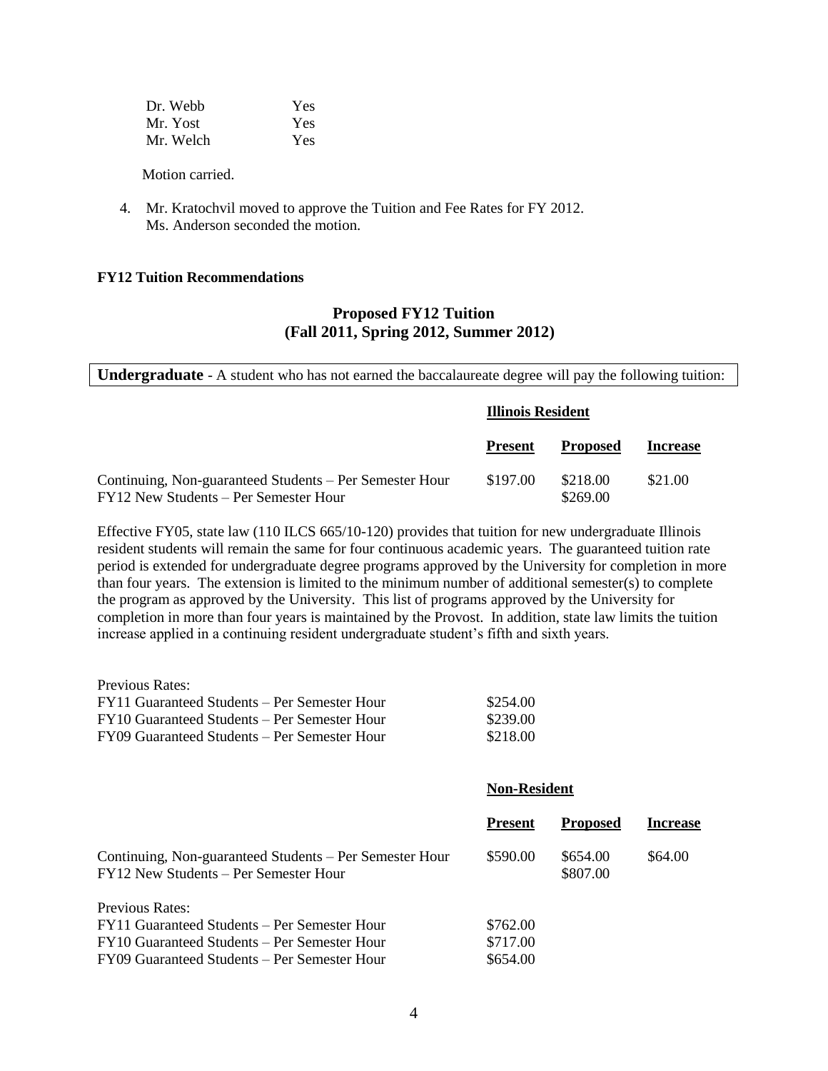| | |
|---|---|
| Dr. Webb | Yes |
| Mr. Yost | Yes |
| Mr. Welch | Yes |

Motion carried.

4. Mr. Kratochvil moved to approve the Tuition and Fee Rates for FY 2012. Ms. Anderson seconded the motion.

**FY12 Tuition Recommendations**

## Proposed FY12 Tuition
## (Fall 2011, Spring 2012, Summer 2012)

**Undergraduate** - A student who has not earned the baccalaureate degree will pay the following tuition:

**Illinois Resident**

| | Present | Proposed | Increase |
|---|---|---|---|
| Continuing, Non-guaranteed Students – Per Semester Hour | $197.00 | $218.00 | $21.00 |
| FY12 New Students – Per Semester Hour | | $269.00 | |

Effective FY05, state law (110 ILCS 665/10-120) provides that tuition for new undergraduate Illinois resident students will remain the same for four continuous academic years. The guaranteed tuition rate period is extended for undergraduate degree programs approved by the University for completion in more than four years. The extension is limited to the minimum number of additional semester(s) to complete the program as approved by the University. This list of programs approved by the University for completion in more than four years is maintained by the Provost. In addition, state law limits the tuition increase applied in a continuing resident undergraduate student's fifth and sixth years.

| Previous Rates: | |
|---|---|
| FY11 Guaranteed Students – Per Semester Hour | $254.00 |
| FY10 Guaranteed Students – Per Semester Hour | $239.00 |
| FY09 Guaranteed Students – Per Semester Hour | $218.00 |

**Non-Resident**

| | Present | Proposed | Increase |
|---|---|---|---|
| Continuing, Non-guaranteed Students – Per Semester Hour | $590.00 | $654.00 | $64.00 |
| FY12 New Students – Per Semester Hour | | $807.00 | |

| Previous Rates: | |
|---|---|
| FY11 Guaranteed Students – Per Semester Hour | $762.00 |
| FY10 Guaranteed Students – Per Semester Hour | $717.00 |
| FY09 Guaranteed Students – Per Semester Hour | $654.00 |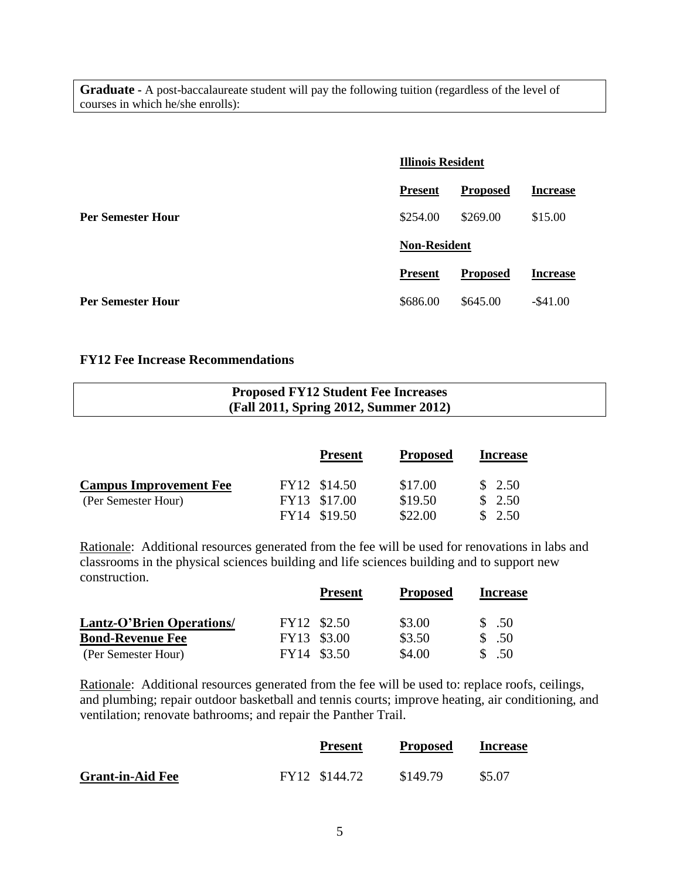**Graduate -** A post-baccalaureate student will pay the following tuition (regardless of the level of courses in which he/she enrolls):

| | Illinois Resident | | |
|---|---|---|---|
| | **Present** | **Proposed** | **Increase** |
| **Per Semester Hour** | $254.00 | $269.00 | $15.00 |
| | **Non-Resident** | | |
| | **Present** | **Proposed** | **Increase** |
| **Per Semester Hour** | $686.00 | $645.00 | -$41.00 |

### FY12 Fee Increase Recommendations

**Proposed FY12 Student Fee Increases**
**(Fall 2011, Spring 2012, Summer 2012)**

| | | Present | Proposed | Increase |
|---|---|---|---|---|
| **Campus Improvement Fee** | FY12 | $14.50 | $17.00 | $ 2.50 |
| (Per Semester Hour) | FY13 | $17.00 | $19.50 | $ 2.50 |
| | FY14 | $19.50 | $22.00 | $ 2.50 |

Rationale: Additional resources generated from the fee will be used for renovations in labs and classrooms in the physical sciences building and life sciences building and to support new construction.

| | | Present | Proposed | Increase |
|---|---|---|---|---|
| **Lantz-O'Brien Operations/** | FY12 | $2.50 | $3.00 | $ .50 |
| **Bond-Revenue Fee** | FY13 | $3.00 | $3.50 | $ .50 |
| (Per Semester Hour) | FY14 | $3.50 | $4.00 | $ .50 |

Rationale: Additional resources generated from the fee will be used to: replace roofs, ceilings, and plumbing; repair outdoor basketball and tennis courts; improve heating, air conditioning, and ventilation; renovate bathrooms; and repair the Panther Trail.

| | | Present | Proposed | Increase |
|---|---|---|---|---|
| **Grant-in-Aid Fee** | FY12 | $144.72 | $149.79 | $5.07 |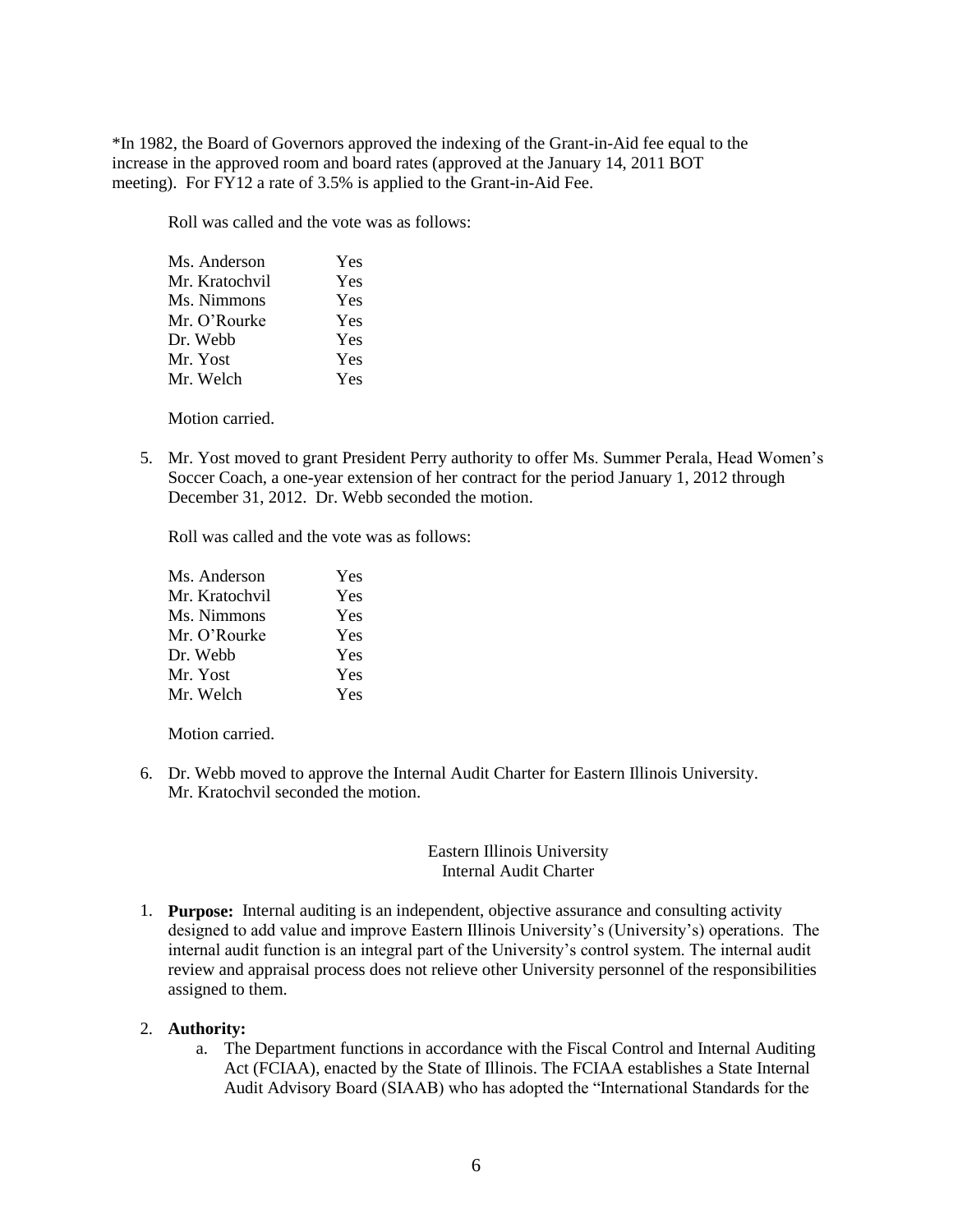*In 1982, the Board of Governors approved the indexing of the Grant-in-Aid fee equal to the increase in the approved room and board rates (approved at the January 14, 2011 BOT meeting). For FY12 a rate of 3.5% is applied to the Grant-in-Aid Fee.

Roll was called and the vote was as follows:

| | |
|---|---|
| Ms. Anderson | Yes |
| Mr. Kratochvil | Yes |
| Ms. Nimmons | Yes |
| Mr. O'Rourke | Yes |
| Dr. Webb | Yes |
| Mr. Yost | Yes |
| Mr. Welch | Yes |

Motion carried.

5. Mr. Yost moved to grant President Perry authority to offer Ms. Summer Perala, Head Women's Soccer Coach, a one-year extension of her contract for the period January 1, 2012 through December 31, 2012. Dr. Webb seconded the motion.

   Roll was called and the vote was as follows:

| | |
|---|---|
| Ms. Anderson | Yes |
| Mr. Kratochvil | Yes |
| Ms. Nimmons | Yes |
| Mr. O'Rourke | Yes |
| Dr. Webb | Yes |
| Mr. Yost | Yes |
| Mr. Welch | Yes |

   Motion carried.

6. Dr. Webb moved to approve the Internal Audit Charter for Eastern Illinois University. Mr. Kratochvil seconded the motion.

Eastern Illinois University
Internal Audit Charter

1. **Purpose:** Internal auditing is an independent, objective assurance and consulting activity designed to add value and improve Eastern Illinois University's (University's) operations. The internal audit function is an integral part of the University's control system. The internal audit review and appraisal process does not relieve other University personnel of the responsibilities assigned to them.

2. **Authority:**
   a. The Department functions in accordance with the Fiscal Control and Internal Auditing Act (FCIAA), enacted by the State of Illinois. The FCIAA establishes a State Internal Audit Advisory Board (SIAAB) who has adopted the "International Standards for the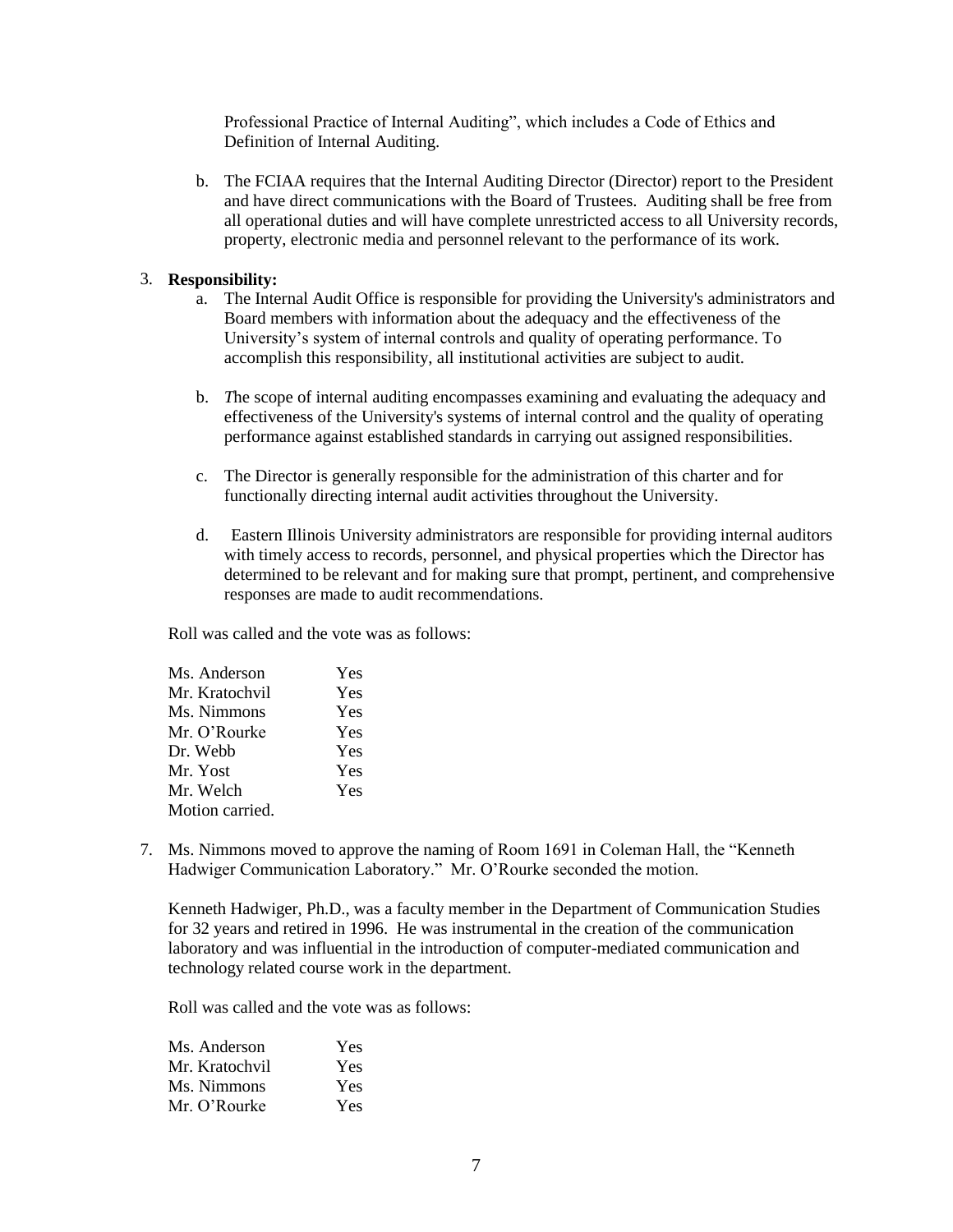Professional Practice of Internal Auditing", which includes a Code of Ethics and Definition of Internal Auditing.

b. The FCIAA requires that the Internal Auditing Director (Director) report to the President and have direct communications with the Board of Trustees. Auditing shall be free from all operational duties and will have complete unrestricted access to all University records, property, electronic media and personnel relevant to the performance of its work.

3. **Responsibility:**

   a. The Internal Audit Office is responsible for providing the University's administrators and Board members with information about the adequacy and the effectiveness of the University's system of internal controls and quality of operating performance. To accomplish this responsibility, all institutional activities are subject to audit.

   b. *T*he scope of internal auditing encompasses examining and evaluating the adequacy and effectiveness of the University's systems of internal control and the quality of operating performance against established standards in carrying out assigned responsibilities.

   c. The Director is generally responsible for the administration of this charter and for functionally directing internal audit activities throughout the University.

   d. Eastern Illinois University administrators are responsible for providing internal auditors with timely access to records, personnel, and physical properties which the Director has determined to be relevant and for making sure that prompt, pertinent, and comprehensive responses are made to audit recommendations.

Roll was called and the vote was as follows:

| | |
|---|---|
| Ms. Anderson | Yes |
| Mr. Kratochvil | Yes |
| Ms. Nimmons | Yes |
| Mr. O'Rourke | Yes |
| Dr. Webb | Yes |
| Mr. Yost | Yes |
| Mr. Welch | Yes |

Motion carried.

7. Ms. Nimmons moved to approve the naming of Room 1691 in Coleman Hall, the "Kenneth Hadwiger Communication Laboratory." Mr. O'Rourke seconded the motion.

   Kenneth Hadwiger, Ph.D., was a faculty member in the Department of Communication Studies for 32 years and retired in 1996. He was instrumental in the creation of the communication laboratory and was influential in the introduction of computer-mediated communication and technology related course work in the department.

   Roll was called and the vote was as follows:

| | |
|---|---|
| Ms. Anderson | Yes |
| Mr. Kratochvil | Yes |
| Ms. Nimmons | Yes |
| Mr. O'Rourke | Yes |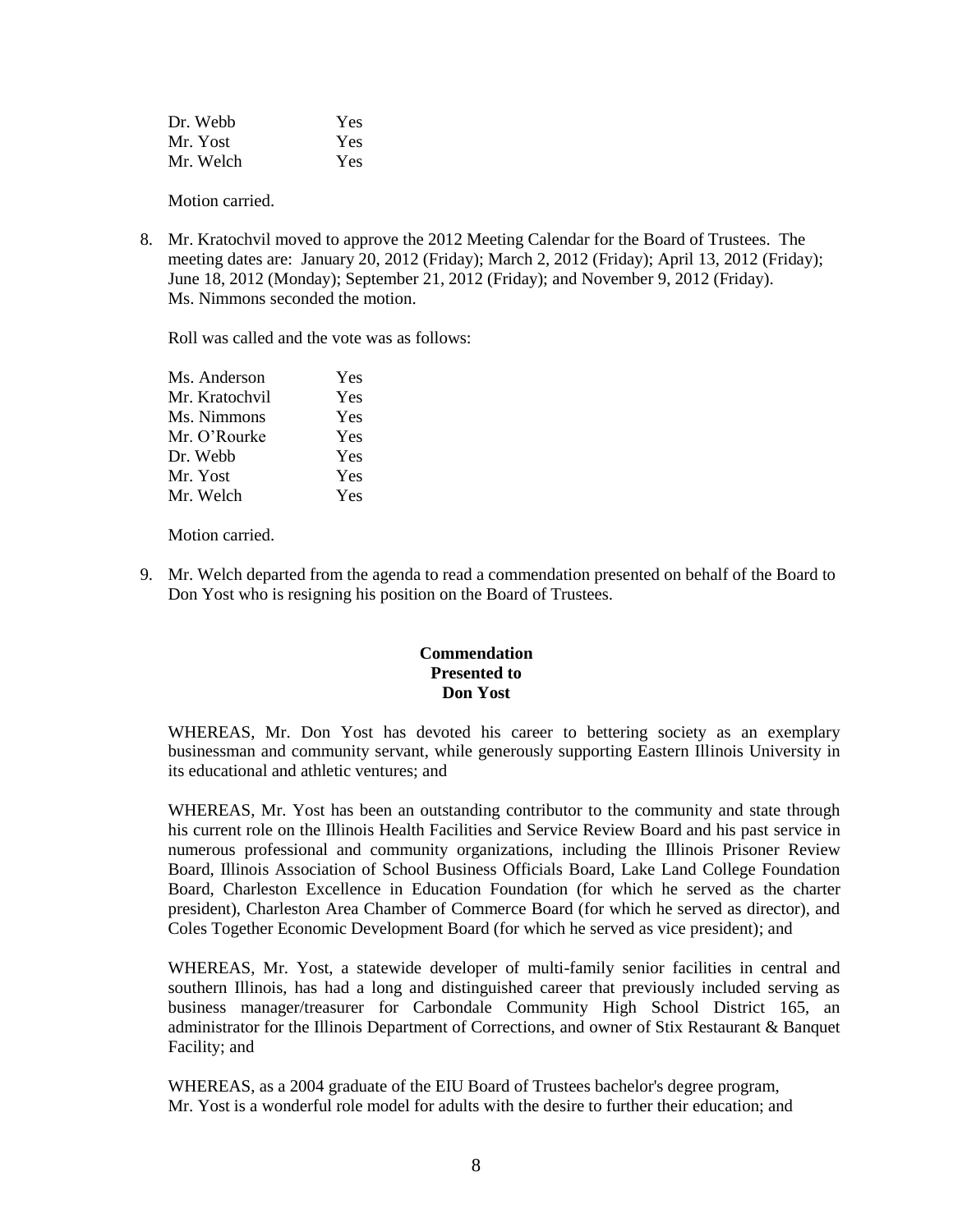| | |
|---|---|
| Dr. Webb | Yes |
| Mr. Yost | Yes |
| Mr. Welch | Yes |

Motion carried.

8. Mr. Kratochvil moved to approve the 2012 Meeting Calendar for the Board of Trustees. The meeting dates are: January 20, 2012 (Friday); March 2, 2012 (Friday); April 13, 2012 (Friday); June 18, 2012 (Monday); September 21, 2012 (Friday); and November 9, 2012 (Friday). Ms. Nimmons seconded the motion.

   Roll was called and the vote was as follows:

| | |
|---|---|
| Ms. Anderson | Yes |
| Mr. Kratochvil | Yes |
| Ms. Nimmons | Yes |
| Mr. O'Rourke | Yes |
| Dr. Webb | Yes |
| Mr. Yost | Yes |
| Mr. Welch | Yes |

   Motion carried.

9. Mr. Welch departed from the agenda to read a commendation presented on behalf of the Board to Don Yost who is resigning his position on the Board of Trustees.

**Commendation**
**Presented to**
**Don Yost**

WHEREAS, Mr. Don Yost has devoted his career to bettering society as an exemplary businessman and community servant, while generously supporting Eastern Illinois University in its educational and athletic ventures; and

WHEREAS, Mr. Yost has been an outstanding contributor to the community and state through his current role on the Illinois Health Facilities and Service Review Board and his past service in numerous professional and community organizations, including the Illinois Prisoner Review Board, Illinois Association of School Business Officials Board, Lake Land College Foundation Board, Charleston Excellence in Education Foundation (for which he served as the charter president), Charleston Area Chamber of Commerce Board (for which he served as director), and Coles Together Economic Development Board (for which he served as vice president); and

WHEREAS, Mr. Yost, a statewide developer of multi-family senior facilities in central and southern Illinois, has had a long and distinguished career that previously included serving as business manager/treasurer for Carbondale Community High School District 165, an administrator for the Illinois Department of Corrections, and owner of Stix Restaurant & Banquet Facility; and

WHEREAS, as a 2004 graduate of the EIU Board of Trustees bachelor's degree program, Mr. Yost is a wonderful role model for adults with the desire to further their education; and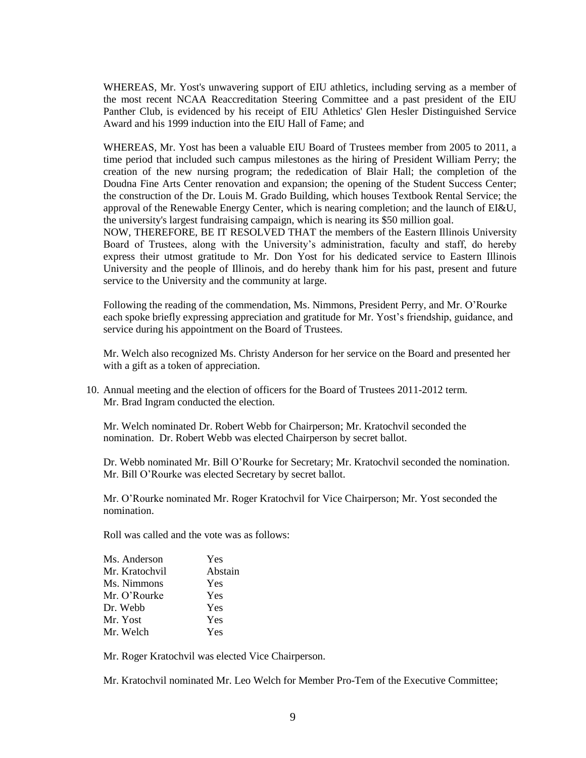WHEREAS, Mr. Yost's unwavering support of EIU athletics, including serving as a member of the most recent NCAA Reaccreditation Steering Committee and a past president of the EIU Panther Club, is evidenced by his receipt of EIU Athletics' Glen Hesler Distinguished Service Award and his 1999 induction into the EIU Hall of Fame; and

WHEREAS, Mr. Yost has been a valuable EIU Board of Trustees member from 2005 to 2011, a time period that included such campus milestones as the hiring of President William Perry; the creation of the new nursing program; the rededication of Blair Hall; the completion of the Doudna Fine Arts Center renovation and expansion; the opening of the Student Success Center; the construction of the Dr. Louis M. Grado Building, which houses Textbook Rental Service; the approval of the Renewable Energy Center, which is nearing completion; and the launch of EI&U, the university's largest fundraising campaign, which is nearing its $50 million goal.

NOW, THEREFORE, BE IT RESOLVED THAT the members of the Eastern Illinois University Board of Trustees, along with the University's administration, faculty and staff, do hereby express their utmost gratitude to Mr. Don Yost for his dedicated service to Eastern Illinois University and the people of Illinois, and do hereby thank him for his past, present and future service to the University and the community at large.

Following the reading of the commendation, Ms. Nimmons, President Perry, and Mr. O'Rourke each spoke briefly expressing appreciation and gratitude for Mr. Yost's friendship, guidance, and service during his appointment on the Board of Trustees.

Mr. Welch also recognized Ms. Christy Anderson for her service on the Board and presented her with a gift as a token of appreciation.

10. Annual meeting and the election of officers for the Board of Trustees 2011-2012 term. Mr. Brad Ingram conducted the election.

Mr. Welch nominated Dr. Robert Webb for Chairperson; Mr. Kratochvil seconded the nomination. Dr. Robert Webb was elected Chairperson by secret ballot.

Dr. Webb nominated Mr. Bill O'Rourke for Secretary; Mr. Kratochvil seconded the nomination. Mr. Bill O'Rourke was elected Secretary by secret ballot.

Mr. O'Rourke nominated Mr. Roger Kratochvil for Vice Chairperson; Mr. Yost seconded the nomination.

Roll was called and the vote was as follows:

| | |
|---|---|
| Ms. Anderson | Yes |
| Mr. Kratochvil | Abstain |
| Ms. Nimmons | Yes |
| Mr. O'Rourke | Yes |
| Dr. Webb | Yes |
| Mr. Yost | Yes |
| Mr. Welch | Yes |

Mr. Roger Kratochvil was elected Vice Chairperson.

Mr. Kratochvil nominated Mr. Leo Welch for Member Pro-Tem of the Executive Committee;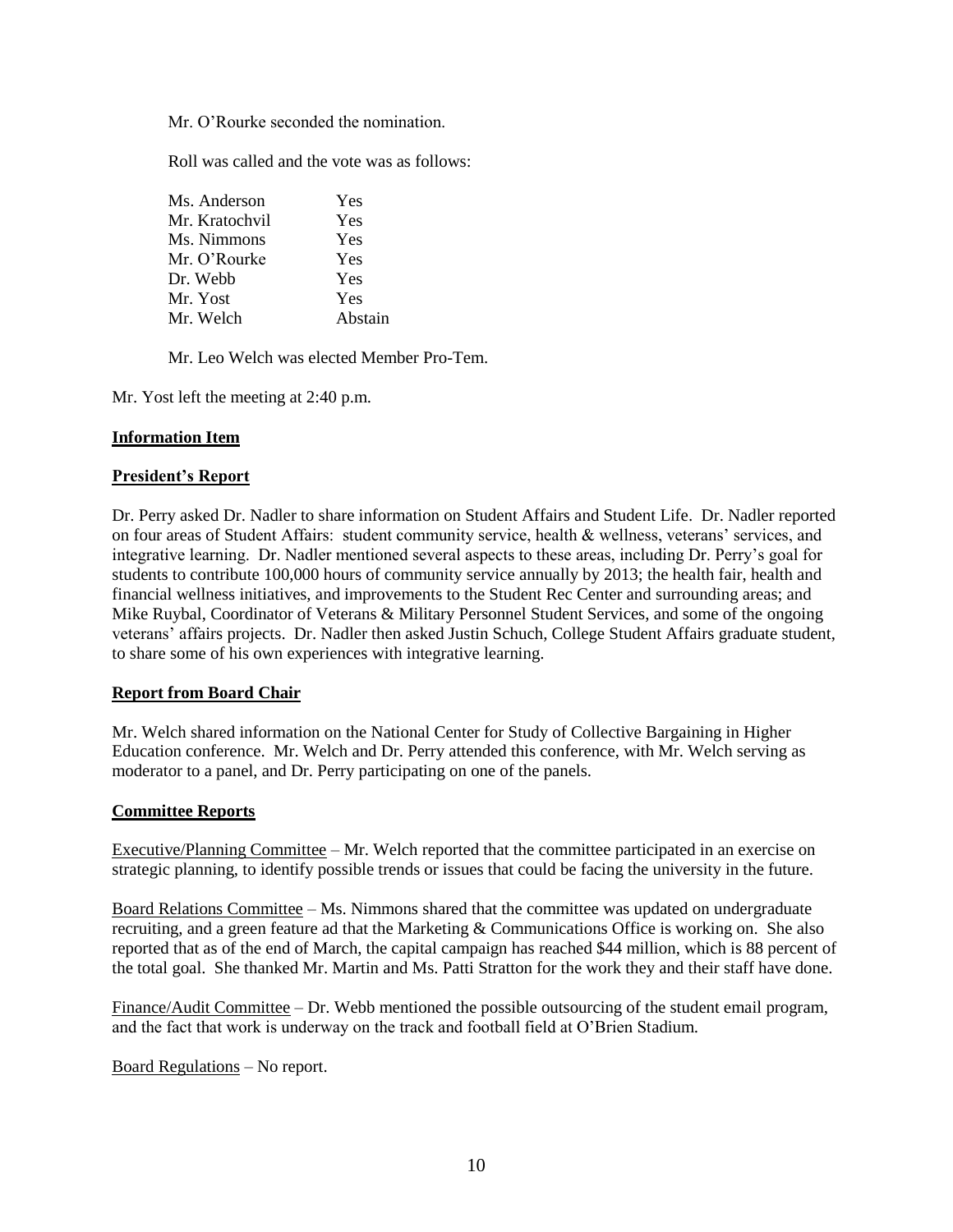Mr. O'Rourke seconded the nomination.

Roll was called and the vote was as follows:

| | |
|---|---|
| Ms. Anderson | Yes |
| Mr. Kratochvil | Yes |
| Ms. Nimmons | Yes |
| Mr. O'Rourke | Yes |
| Dr. Webb | Yes |
| Mr. Yost | Yes |
| Mr. Welch | Abstain |

Mr. Leo Welch was elected Member Pro-Tem.

Mr. Yost left the meeting at 2:40 p.m.

**Information Item**

**President's Report**

Dr. Perry asked Dr. Nadler to share information on Student Affairs and Student Life. Dr. Nadler reported on four areas of Student Affairs: student community service, health & wellness, veterans' services, and integrative learning. Dr. Nadler mentioned several aspects to these areas, including Dr. Perry's goal for students to contribute 100,000 hours of community service annually by 2013; the health fair, health and financial wellness initiatives, and improvements to the Student Rec Center and surrounding areas; and Mike Ruybal, Coordinator of Veterans & Military Personnel Student Services, and some of the ongoing veterans' affairs projects. Dr. Nadler then asked Justin Schuch, College Student Affairs graduate student, to share some of his own experiences with integrative learning.

**Report from Board Chair**

Mr. Welch shared information on the National Center for Study of Collective Bargaining in Higher Education conference. Mr. Welch and Dr. Perry attended this conference, with Mr. Welch serving as moderator to a panel, and Dr. Perry participating on one of the panels.

**Committee Reports**

Executive/Planning Committee – Mr. Welch reported that the committee participated in an exercise on strategic planning, to identify possible trends or issues that could be facing the university in the future.

Board Relations Committee – Ms. Nimmons shared that the committee was updated on undergraduate recruiting, and a green feature ad that the Marketing & Communications Office is working on. She also reported that as of the end of March, the capital campaign has reached $44 million, which is 88 percent of the total goal. She thanked Mr. Martin and Ms. Patti Stratton for the work they and their staff have done.

Finance/Audit Committee – Dr. Webb mentioned the possible outsourcing of the student email program, and the fact that work is underway on the track and football field at O'Brien Stadium.

Board Regulations – No report.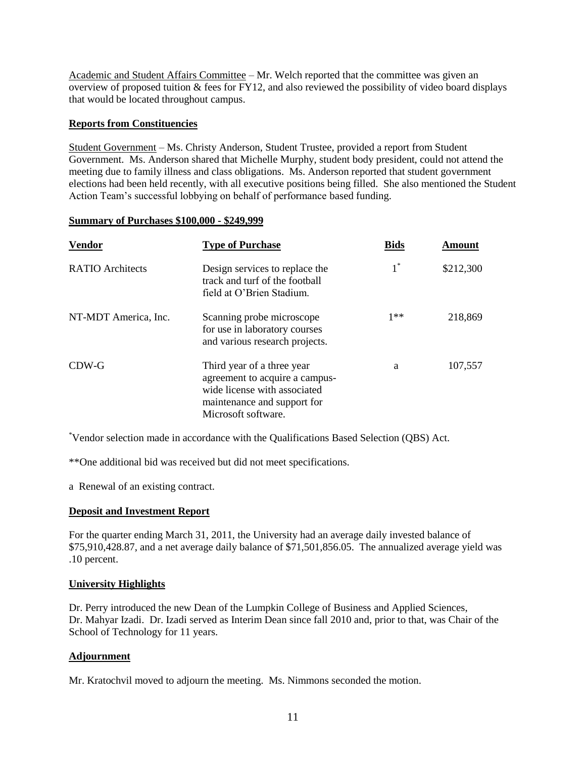Academic and Student Affairs Committee – Mr. Welch reported that the committee was given an overview of proposed tuition & fees for FY12, and also reviewed the possibility of video board displays that would be located throughout campus.

**Reports from Constituencies**

Student Government – Ms. Christy Anderson, Student Trustee, provided a report from Student Government. Ms. Anderson shared that Michelle Murphy, student body president, could not attend the meeting due to family illness and class obligations. Ms. Anderson reported that student government elections had been held recently, with all executive positions being filled. She also mentioned the Student Action Team's successful lobbying on behalf of performance based funding.

**Summary of Purchases $100,000 - $249,999**

| Vendor | Type of Purchase | Bids | Amount |
|---|---|---|---|
| RATIO Architects | Design services to replace the track and turf of the football field at O'Brien Stadium. | 1* | $212,300 |
| NT-MDT America, Inc. | Scanning probe microscope for use in laboratory courses and various research projects. | 1** | 218,869 |
| CDW-G | Third year of a three year agreement to acquire a campus-wide license with associated maintenance and support for Microsoft software. | a | 107,557 |

*Vendor selection made in accordance with the Qualifications Based Selection (QBS) Act.

**One additional bid was received but did not meet specifications.

a Renewal of an existing contract.

**Deposit and Investment Report**

For the quarter ending March 31, 2011, the University had an average daily invested balance of $75,910,428.87, and a net average daily balance of $71,501,856.05. The annualized average yield was .10 percent.

**University Highlights**

Dr. Perry introduced the new Dean of the Lumpkin College of Business and Applied Sciences, Dr. Mahyar Izadi. Dr. Izadi served as Interim Dean since fall 2010 and, prior to that, was Chair of the School of Technology for 11 years.

**Adjournment**

Mr. Kratochvil moved to adjourn the meeting. Ms. Nimmons seconded the motion.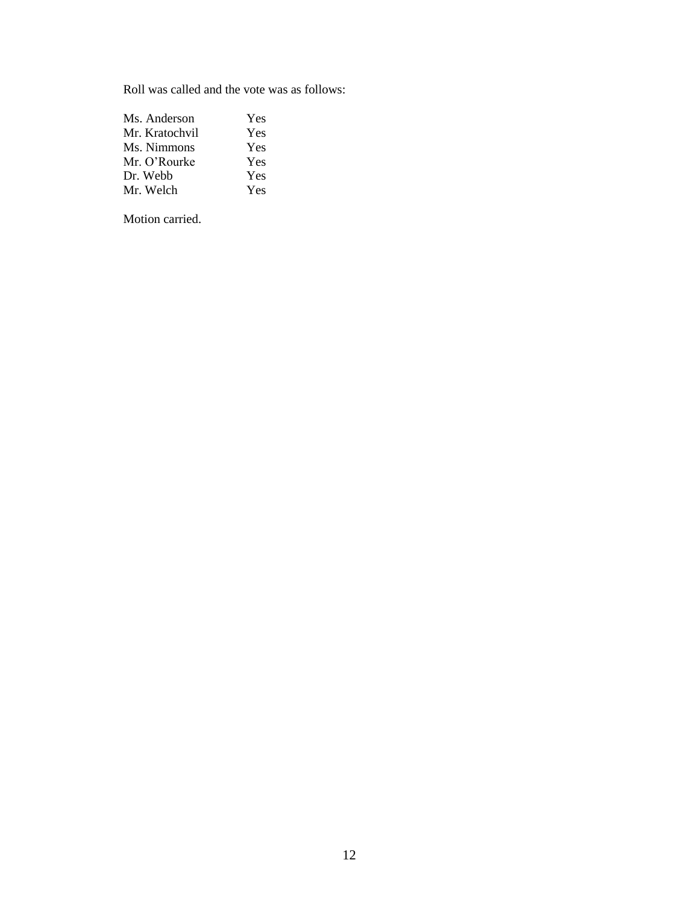Roll was called and the vote was as follows:

| | |
|---|---|
| Ms. Anderson | Yes |
| Mr. Kratochvil | Yes |
| Ms. Nimmons | Yes |
| Mr. O'Rourke | Yes |
| Dr. Webb | Yes |
| Mr. Welch | Yes |

Motion carried.